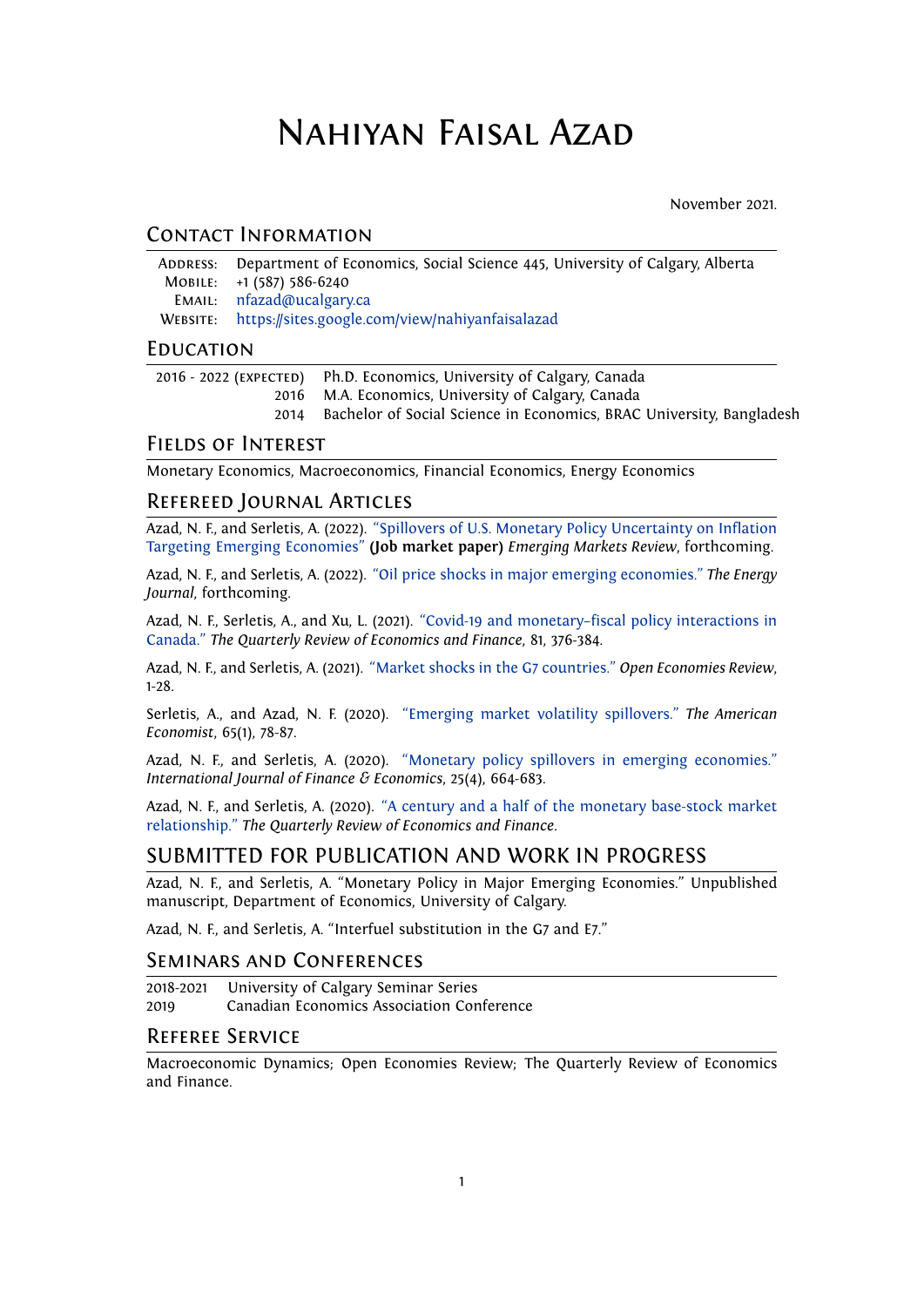# Nahiyan Faisal Azad

November 2021.

## Contact Information

| | |
|---|---|
| Address: | Department of Economics, Social Science 445, University of Calgary, Alberta |
| Mobile: | +1 (587) 586-6240 |
| Email: | nfazad@ucalgary.ca |
| Website: | https://sites.google.com/view/nahiyanfaisalazad |

## Education

| | |
|---|---|
| 2016 - 2022 (expected) | Ph.D. Economics, University of Calgary, Canada |
| 2016 | M.A. Economics, University of Calgary, Canada |
| 2014 | Bachelor of Social Science in Economics, BRAC University, Bangladesh |

## Fields of Interest

Monetary Economics, Macroeconomics, Financial Economics, Energy Economics

## Refereed Journal Articles

Azad, N. F., and Serletis, A. (2022). "Spillovers of U.S. Monetary Policy Uncertainty on Inflation Targeting Emerging Economies" **(Job market paper)** *Emerging Markets Review*, forthcoming.

Azad, N. F., and Serletis, A. (2022). "Oil price shocks in major emerging economies." *The Energy Journal*, forthcoming.

Azad, N. F., Serletis, A., and Xu, L. (2021). "Covid-19 and monetary–fiscal policy interactions in Canada." *The Quarterly Review of Economics and Finance*, 81, 376-384.

Azad, N. F., and Serletis, A. (2021). "Market shocks in the G7 countries." *Open Economies Review*, 1-28.

Serletis, A., and Azad, N. F. (2020). "Emerging market volatility spillovers." *The American Economist*, 65(1), 78-87.

Azad, N. F., and Serletis, A. (2020). "Monetary policy spillovers in emerging economies." *International Journal of Finance & Economics*, 25(4), 664-683.

Azad, N. F., and Serletis, A. (2020). "A century and a half of the monetary base-stock market relationship." *The Quarterly Review of Economics and Finance*.

## SUBMITTED FOR PUBLICATION AND WORK IN PROGRESS

Azad, N. F., and Serletis, A. "Monetary Policy in Major Emerging Economies." Unpublished manuscript, Department of Economics, University of Calgary.

Azad, N. F., and Serletis, A. "Interfuel substitution in the G7 and E7."

## Seminars and Conferences

| | |
|---|---|
| 2018-2021 | University of Calgary Seminar Series |
| 2019 | Canadian Economics Association Conference |

## Referee Service

Macroeconomic Dynamics; Open Economies Review; The Quarterly Review of Economics and Finance.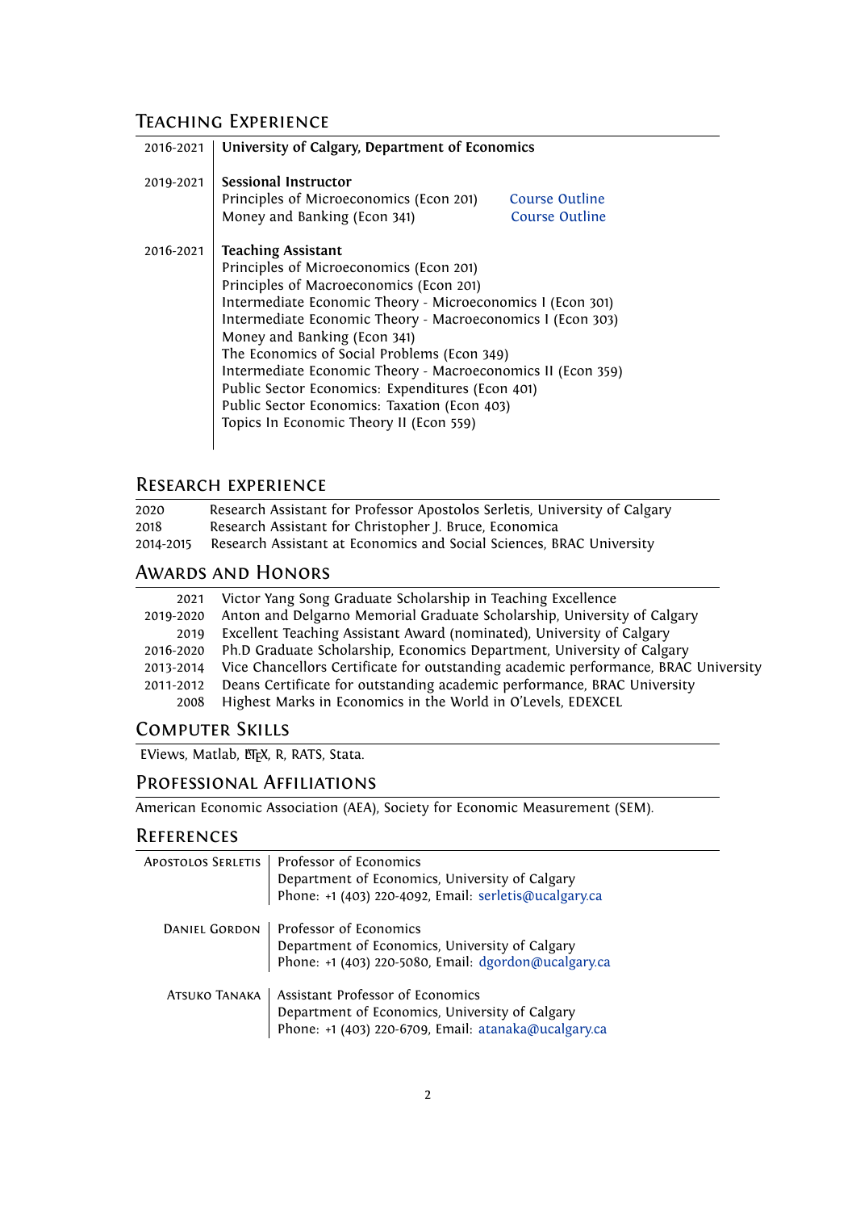## Teaching Experience

**2016-2021** | **University of Calgary, Department of Economics**

**2019-2021** | **Sessional Instructor**

- Principles of Microeconomics (Econ 201) — Course Outline
- Money and Banking (Econ 341) — Course Outline

**2016-2021** | **Teaching Assistant**

- Principles of Microeconomics (Econ 201)
- Principles of Macroeconomics (Econ 201)
- Intermediate Economic Theory - Microeconomics I (Econ 301)
- Intermediate Economic Theory - Macroeconomics I (Econ 303)
- Money and Banking (Econ 341)
- The Economics of Social Problems (Econ 349)
- Intermediate Economic Theory - Macroeconomics II (Econ 359)
- Public Sector Economics: Expenditures (Econ 401)
- Public Sector Economics: Taxation (Econ 403)
- Topics In Economic Theory II (Econ 559)

## Research experience

| | |
|---|---|
| 2020 | Research Assistant for Professor Apostolos Serletis, University of Calgary |
| 2018 | Research Assistant for Christopher J. Bruce, Economica |
| 2014-2015 | Research Assistant at Economics and Social Sciences, BRAC University |

## Awards and Honors

| | |
|---|---|
| 2021 | Victor Yang Song Graduate Scholarship in Teaching Excellence |
| 2019-2020 | Anton and Delgarno Memorial Graduate Scholarship, University of Calgary |
| 2019 | Excellent Teaching Assistant Award (nominated), University of Calgary |
| 2016-2020 | Ph.D Graduate Scholarship, Economics Department, University of Calgary |
| 2013-2014 | Vice Chancellors Certificate for outstanding academic performance, BRAC University |
| 2011-2012 | Deans Certificate for outstanding academic performance, BRAC University |
| 2008 | Highest Marks in Economics in the World in O'Levels, EDEXCEL |

## Computer Skills

EViews, Matlab, LaTeX, R, RATS, Stata.

## Professional Affiliations

American Economic Association (AEA), Society for Economic Measurement (SEM).

## References

**Apostolos Serletis**
Professor of Economics
Department of Economics, University of Calgary
Phone: +1 (403) 220-4092, Email: serletis@ucalgary.ca

**Daniel Gordon**
Professor of Economics
Department of Economics, University of Calgary
Phone: +1 (403) 220-5080, Email: dgordon@ucalgary.ca

**Atsuko Tanaka**
Assistant Professor of Economics
Department of Economics, University of Calgary
Phone: +1 (403) 220-6709, Email: atanaka@ucalgary.ca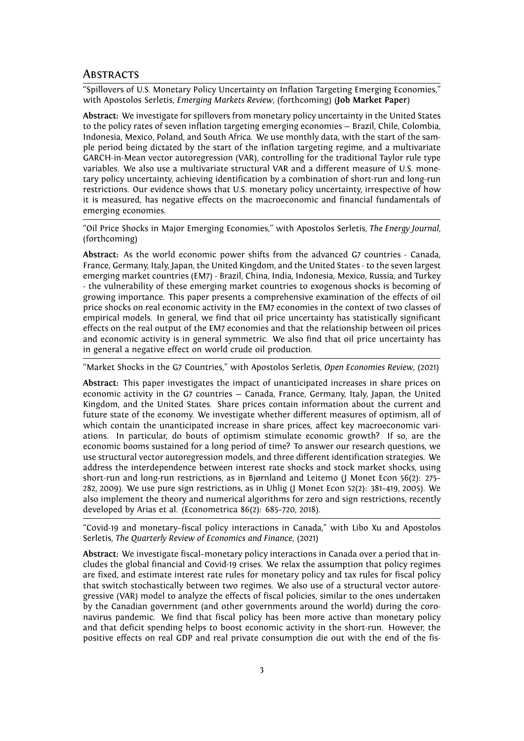## Abstracts

"Spillovers of U.S. Monetary Policy Uncertainty on Inflation Targeting Emerging Economies," with Apostolos Serletis, *Emerging Markets Review*, (forthcoming) (**Job Market Paper**)

**Abstract:** We investigate for spillovers from monetary policy uncertainty in the United States to the policy rates of seven inflation targeting emerging economies — Brazil, Chile, Colombia, Indonesia, Mexico, Poland, and South Africa. We use monthly data, with the start of the sample period being dictated by the start of the inflation targeting regime, and a multivariate GARCH-in-Mean vector autoregression (VAR), controlling for the traditional Taylor rule type variables. We also use a multivariate structural VAR and a different measure of U.S. monetary policy uncertainty, achieving identification by a combination of short-run and long-run restrictions. Our evidence shows that U.S. monetary policy uncertainty, irrespective of how it is measured, has negative effects on the macroeconomic and financial fundamentals of emerging economies.

---

"Oil Price Shocks in Major Emerging Economies," with Apostolos Serletis, *The Energy Journal*, (forthcoming)

**Abstract:** As the world economic power shifts from the advanced G7 countries - Canada, France, Germany, Italy, Japan, the United Kingdom, and the United States - to the seven largest emerging market countries (EM7) - Brazil, China, India, Indonesia, Mexico, Russia, and Turkey - the vulnerability of these emerging market countries to exogenous shocks is becoming of growing importance. This paper presents a comprehensive examination of the effects of oil price shocks on real economic activity in the EM7 economies in the context of two classes of empirical models. In general, we find that oil price uncertainty has statistically significant effects on the real output of the EM7 economies and that the relationship between oil prices and economic activity is in general symmetric. We also find that oil price uncertainty has in general a negative effect on world crude oil production.

---

"Market Shocks in the G7 Countries," with Apostolos Serletis, *Open Economies Review*, (2021)

**Abstract:** This paper investigates the impact of unanticipated increases in share prices on economic activity in the G7 countries — Canada, France, Germany, Italy, Japan, the United Kingdom, and the United States. Share prices contain information about the current and future state of the economy. We investigate whether different measures of optimism, all of which contain the unanticipated increase in share prices, affect key macroeconomic variations. In particular, do bouts of optimism stimulate economic growth? If so, are the economic booms sustained for a long period of time? To answer our research questions, we use structural vector autoregression models, and three different identification strategies. We address the interdependence between interest rate shocks and stock market shocks, using short-run and long-run restrictions, as in Bjørnland and Leitemo (J Monet Econ 56(2): 275–282, 2009). We use pure sign restrictions, as in Uhlig (J Monet Econ 52(2): 381–419, 2005). We also implement the theory and numerical algorithms for zero and sign restrictions, recently developed by Arias et al. (Econometrica 86(2): 685–720, 2018).

---

"Covid-19 and monetary–fiscal policy interactions in Canada," with Libo Xu and Apostolos Serletis, *The Quarterly Review of Economics and Finance*, (2021)

**Abstract:** We investigate fiscal–monetary policy interactions in Canada over a period that includes the global financial and Covid-19 crises. We relax the assumption that policy regimes are fixed, and estimate interest rate rules for monetary policy and tax rules for fiscal policy that switch stochastically between two regimes. We also use of a structural vector autoregressive (VAR) model to analyze the effects of fiscal policies, similar to the ones undertaken by the Canadian government (and other governments around the world) during the coronavirus pandemic. We find that fiscal policy has been more active than monetary policy and that deficit spending helps to boost economic activity in the short-run. However, the positive effects on real GDP and real private consumption die out with the end of the fis-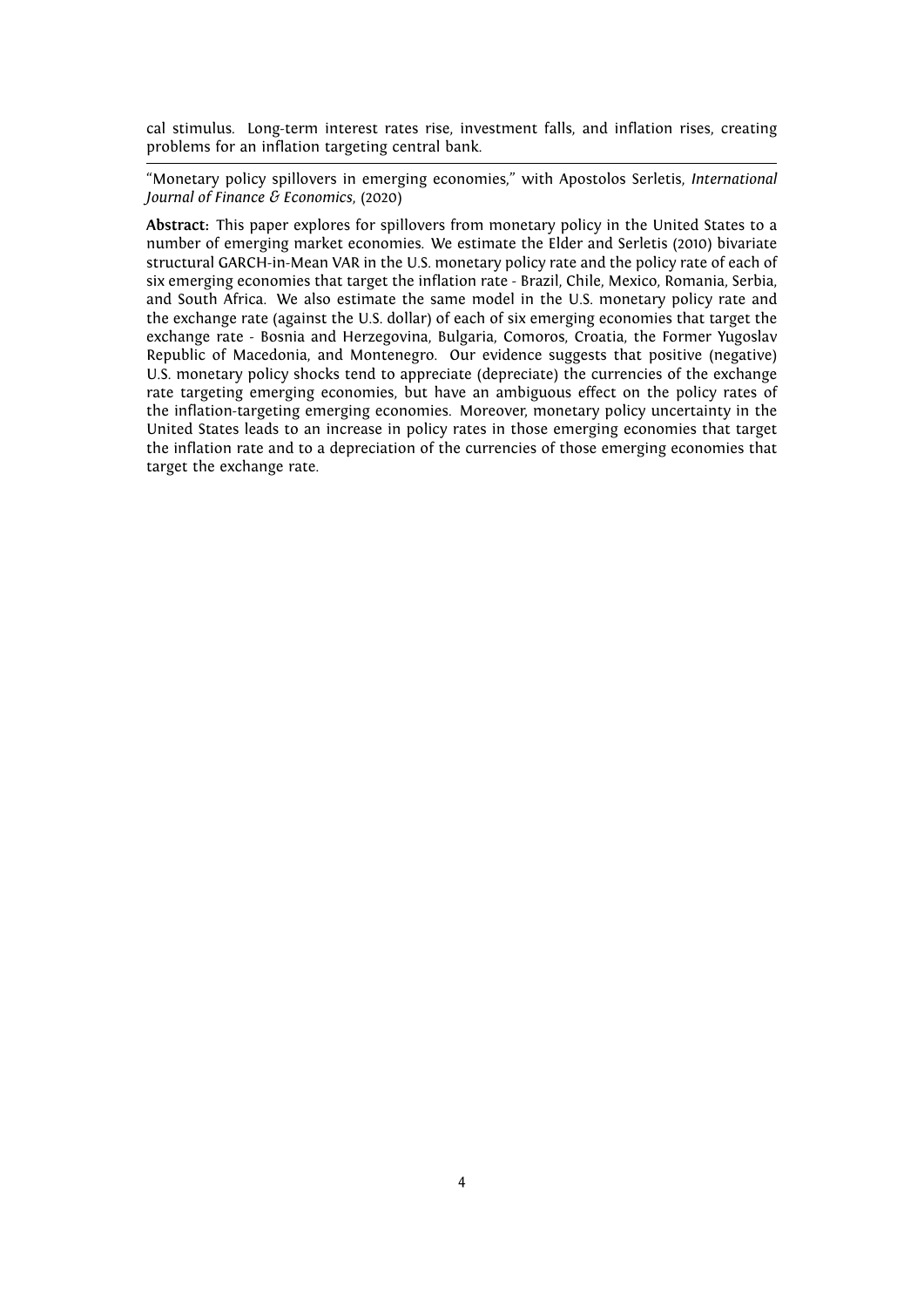cal stimulus. Long-term interest rates rise, investment falls, and inflation rises, creating problems for an inflation targeting central bank.

---

"Monetary policy spillovers in emerging economies," with Apostolos Serletis, *International Journal of Finance & Economics*, (2020)

**Abstract:** This paper explores for spillovers from monetary policy in the United States to a number of emerging market economies. We estimate the Elder and Serletis (2010) bivariate structural GARCH-in-Mean VAR in the U.S. monetary policy rate and the policy rate of each of six emerging economies that target the inflation rate - Brazil, Chile, Mexico, Romania, Serbia, and South Africa. We also estimate the same model in the U.S. monetary policy rate and the exchange rate (against the U.S. dollar) of each of six emerging economies that target the exchange rate - Bosnia and Herzegovina, Bulgaria, Comoros, Croatia, the Former Yugoslav Republic of Macedonia, and Montenegro. Our evidence suggests that positive (negative) U.S. monetary policy shocks tend to appreciate (depreciate) the currencies of the exchange rate targeting emerging economies, but have an ambiguous effect on the policy rates of the inflation-targeting emerging economies. Moreover, monetary policy uncertainty in the United States leads to an increase in policy rates in those emerging economies that target the inflation rate and to a depreciation of the currencies of those emerging economies that target the exchange rate.